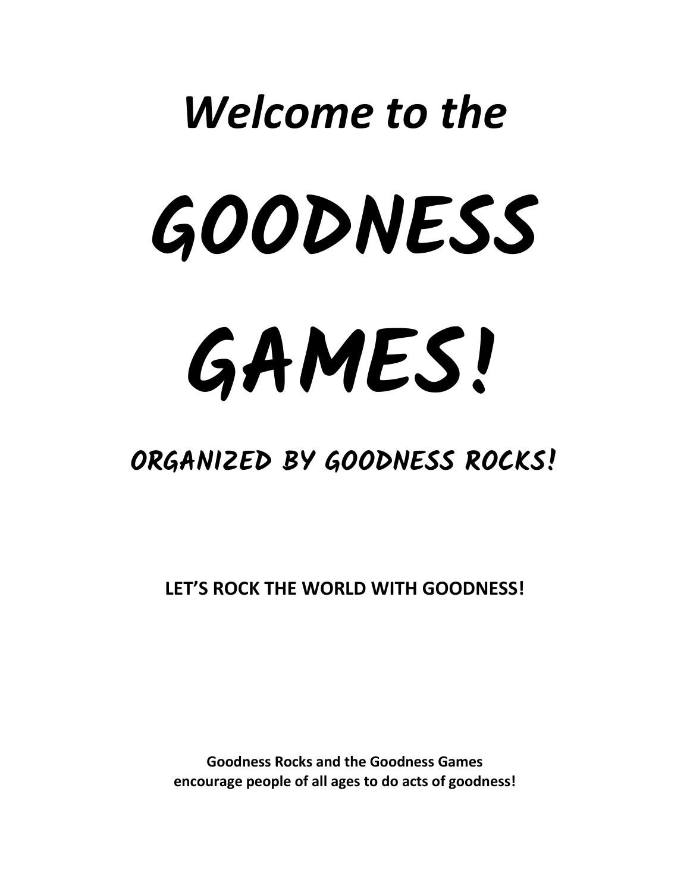# *Welcome to the*

# GOODNESS GAMES!

## ORGANIZED BY GOODNESS ROCKS!

**LET'S ROCK THE WORLD WITH GOODNESS!**

**Goodness Rocks and the Goodness Games encourage people of all ages to do acts of goodness!**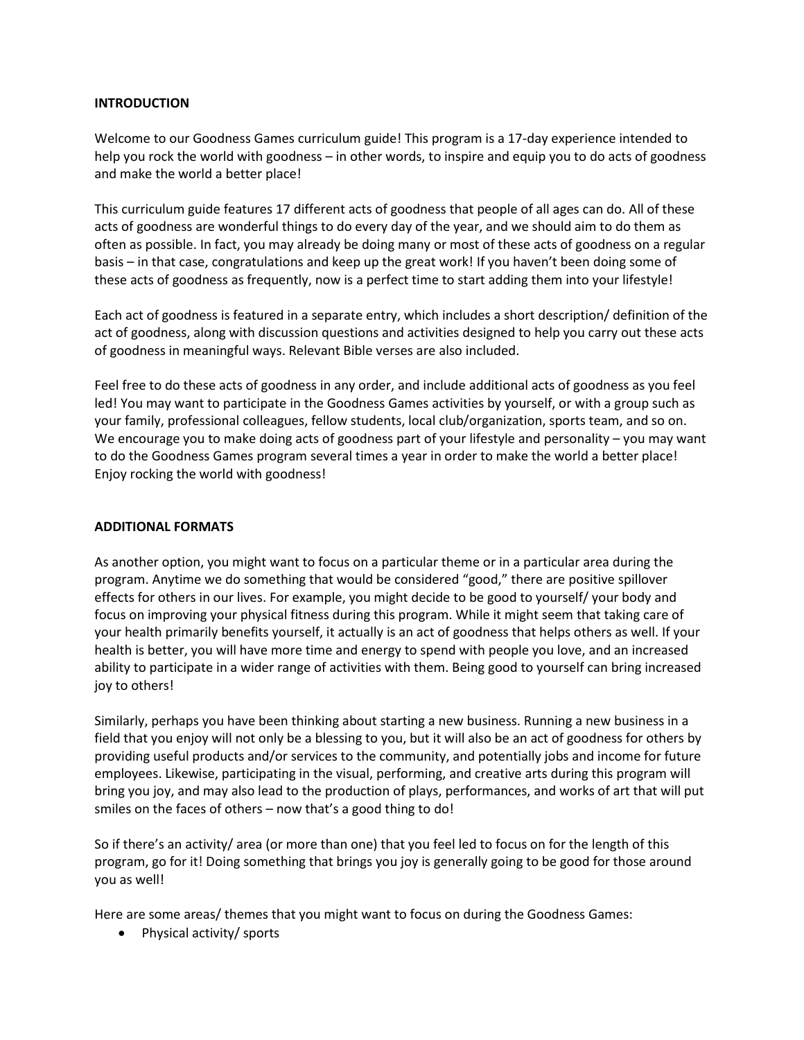## INTRODUCTION

Welcome to our Goodness Games curriculum guide! This program is a 17-day experience intended to help you rock the world with goodness – in other words, to inspire and equip you to do acts of goodness and make the world a better place!

This curriculum guide features 17 different acts of goodness that people of all ages can do. All of these acts of goodness are wonderful things to do every day of the year, and we should aim to do them as often as possible. In fact, you may already be doing many or most of these acts of goodness on a regular basis – in that case, congratulations and keep up the great work! If you haven't been doing some of these acts of goodness as frequently, now is a perfect time to start adding them into your lifestyle!

Each act of goodness is featured in a separate entry, which includes a short description/ definition of the act of goodness, along with discussion questions and activities designed to help you carry out these acts of goodness in meaningful ways. Relevant Bible verses are also included.

Feel free to do these acts of goodness in any order, and include additional acts of goodness as you feel led! You may want to participate in the Goodness Games activities by yourself, or with a group such as your family, professional colleagues, fellow students, local club/organization, sports team, and so on. We encourage you to make doing acts of goodness part of your lifestyle and personality – you may want to do the Goodness Games program several times a year in order to make the world a better place! Enjoy rocking the world with goodness!

## ADDITIONAL FORMATS

As another option, you might want to focus on a particular theme or in a particular area during the program. Anytime we do something that would be considered "good," there are positive spillover effects for others in our lives. For example, you might decide to be good to yourself/ your body and focus on improving your physical fitness during this program. While it might seem that taking care of your health primarily benefits yourself, it actually is an act of goodness that helps others as well. If your health is better, you will have more time and energy to spend with people you love, and an increased ability to participate in a wider range of activities with them. Being good to yourself can bring increased joy to others!

Similarly, perhaps you have been thinking about starting a new business. Running a new business in a field that you enjoy will not only be a blessing to you, but it will also be an act of goodness for others by providing useful products and/or services to the community, and potentially jobs and income for future employees. Likewise, participating in the visual, performing, and creative arts during this program will bring you joy, and may also lead to the production of plays, performances, and works of art that will put smiles on the faces of others – now that's a good thing to do!

So if there's an activity/ area (or more than one) that you feel led to focus on for the length of this program, go for it! Doing something that brings you joy is generally going to be good for those around you as well!

Here are some areas/ themes that you might want to focus on during the Goodness Games:

- Physical activity/ sports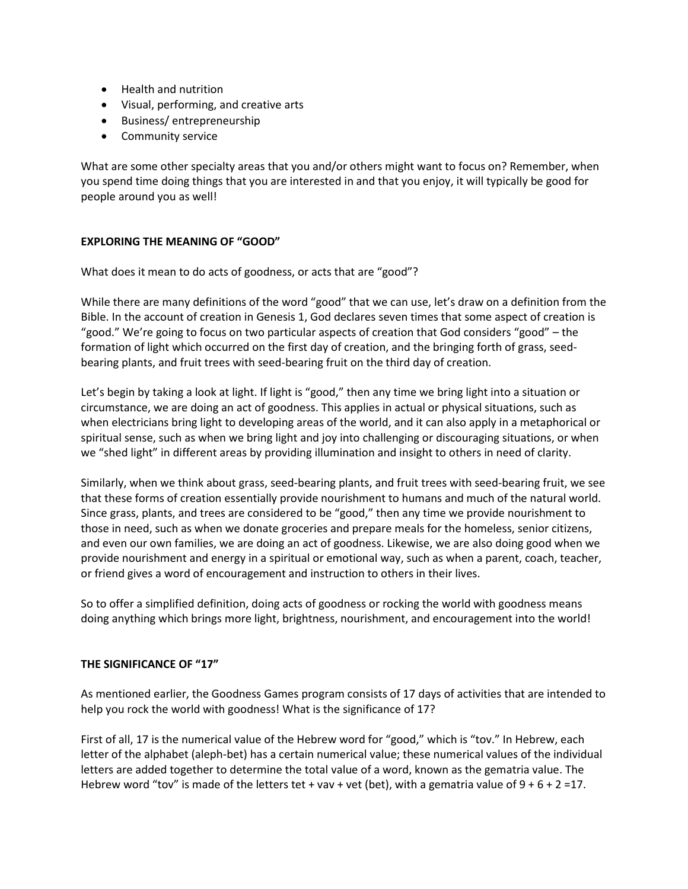- Health and nutrition
- Visual, performing, and creative arts
- Business/ entrepreneurship
- Community service

What are some other specialty areas that you and/or others might want to focus on? Remember, when you spend time doing things that you are interested in and that you enjoy, it will typically be good for people around you as well!

**EXPLORING THE MEANING OF "GOOD"**

What does it mean to do acts of goodness, or acts that are "good"?

While there are many definitions of the word "good" that we can use, let's draw on a definition from the Bible. In the account of creation in Genesis 1, God declares seven times that some aspect of creation is "good." We're going to focus on two particular aspects of creation that God considers "good" – the formation of light which occurred on the first day of creation, and the bringing forth of grass, seed-bearing plants, and fruit trees with seed-bearing fruit on the third day of creation.

Let's begin by taking a look at light. If light is "good," then any time we bring light into a situation or circumstance, we are doing an act of goodness. This applies in actual or physical situations, such as when electricians bring light to developing areas of the world, and it can also apply in a metaphorical or spiritual sense, such as when we bring light and joy into challenging or discouraging situations, or when we "shed light" in different areas by providing illumination and insight to others in need of clarity.

Similarly, when we think about grass, seed-bearing plants, and fruit trees with seed-bearing fruit, we see that these forms of creation essentially provide nourishment to humans and much of the natural world. Since grass, plants, and trees are considered to be "good," then any time we provide nourishment to those in need, such as when we donate groceries and prepare meals for the homeless, senior citizens, and even our own families, we are doing an act of goodness. Likewise, we are also doing good when we provide nourishment and energy in a spiritual or emotional way, such as when a parent, coach, teacher, or friend gives a word of encouragement and instruction to others in their lives.

So to offer a simplified definition, doing acts of goodness or rocking the world with goodness means doing anything which brings more light, brightness, nourishment, and encouragement into the world!

**THE SIGNIFICANCE OF "17"**

As mentioned earlier, the Goodness Games program consists of 17 days of activities that are intended to help you rock the world with goodness! What is the significance of 17?

First of all, 17 is the numerical value of the Hebrew word for "good," which is "tov." In Hebrew, each letter of the alphabet (aleph-bet) has a certain numerical value; these numerical values of the individual letters are added together to determine the total value of a word, known as the gematria value. The Hebrew word "tov" is made of the letters tet + vav + vet (bet), with a gematria value of 9 + 6 + 2 =17.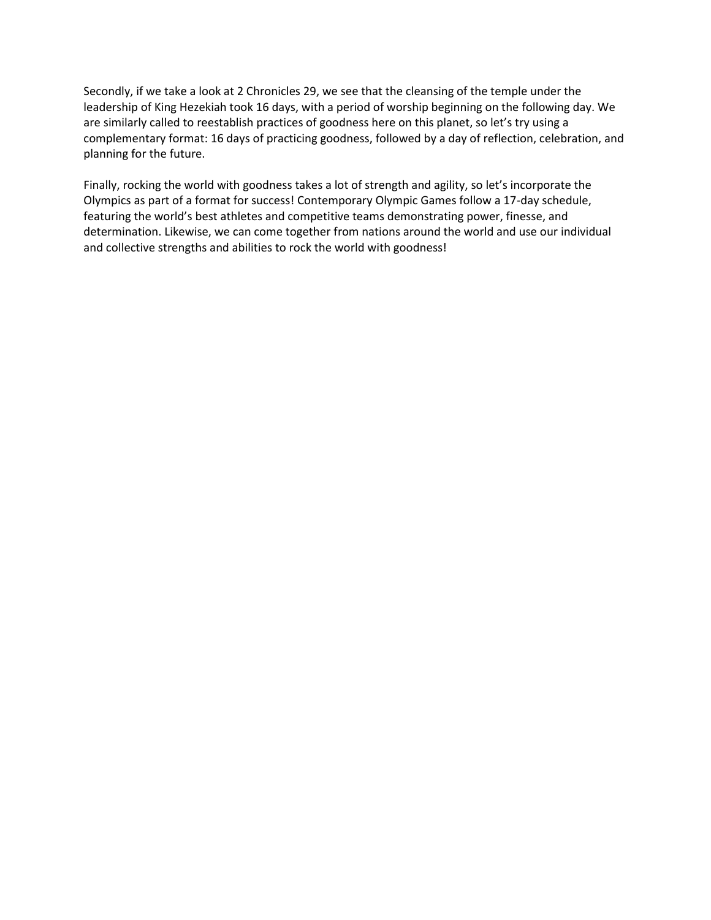Secondly, if we take a look at 2 Chronicles 29, we see that the cleansing of the temple under the leadership of King Hezekiah took 16 days, with a period of worship beginning on the following day. We are similarly called to reestablish practices of goodness here on this planet, so let's try using a complementary format: 16 days of practicing goodness, followed by a day of reflection, celebration, and planning for the future.

Finally, rocking the world with goodness takes a lot of strength and agility, so let's incorporate the Olympics as part of a format for success! Contemporary Olympic Games follow a 17-day schedule, featuring the world's best athletes and competitive teams demonstrating power, finesse, and determination. Likewise, we can come together from nations around the world and use our individual and collective strengths and abilities to rock the world with goodness!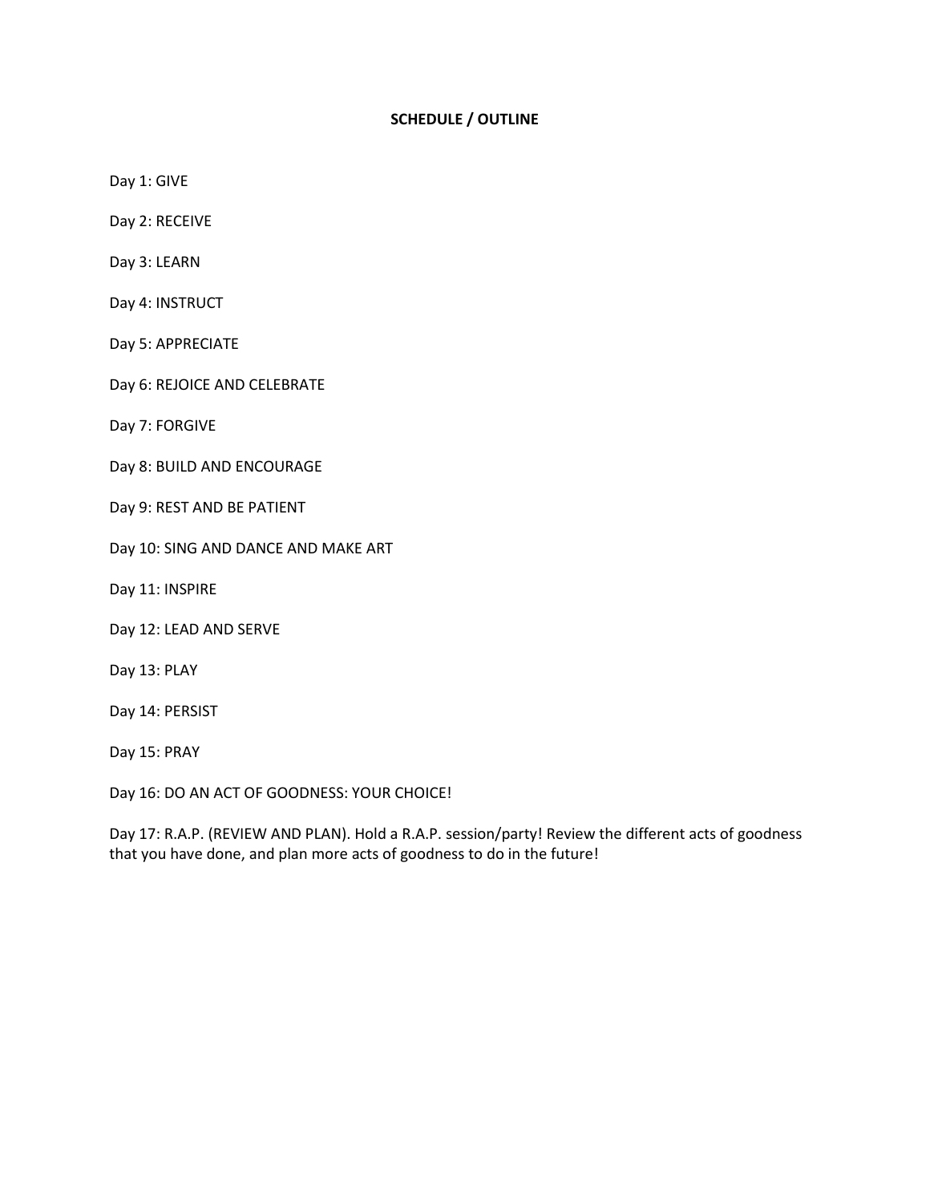**SCHEDULE / OUTLINE**

Day 1: GIVE

Day 2: RECEIVE

Day 3: LEARN

Day 4: INSTRUCT

Day 5: APPRECIATE

Day 6: REJOICE AND CELEBRATE

Day 7: FORGIVE

Day 8: BUILD AND ENCOURAGE

Day 9: REST AND BE PATIENT

Day 10: SING AND DANCE AND MAKE ART

Day 11: INSPIRE

Day 12: LEAD AND SERVE

Day 13: PLAY

Day 14: PERSIST

Day 15: PRAY

Day 16: DO AN ACT OF GOODNESS: YOUR CHOICE!

Day 17: R.A.P. (REVIEW AND PLAN). Hold a R.A.P. session/party! Review the different acts of goodness that you have done, and plan more acts of goodness to do in the future!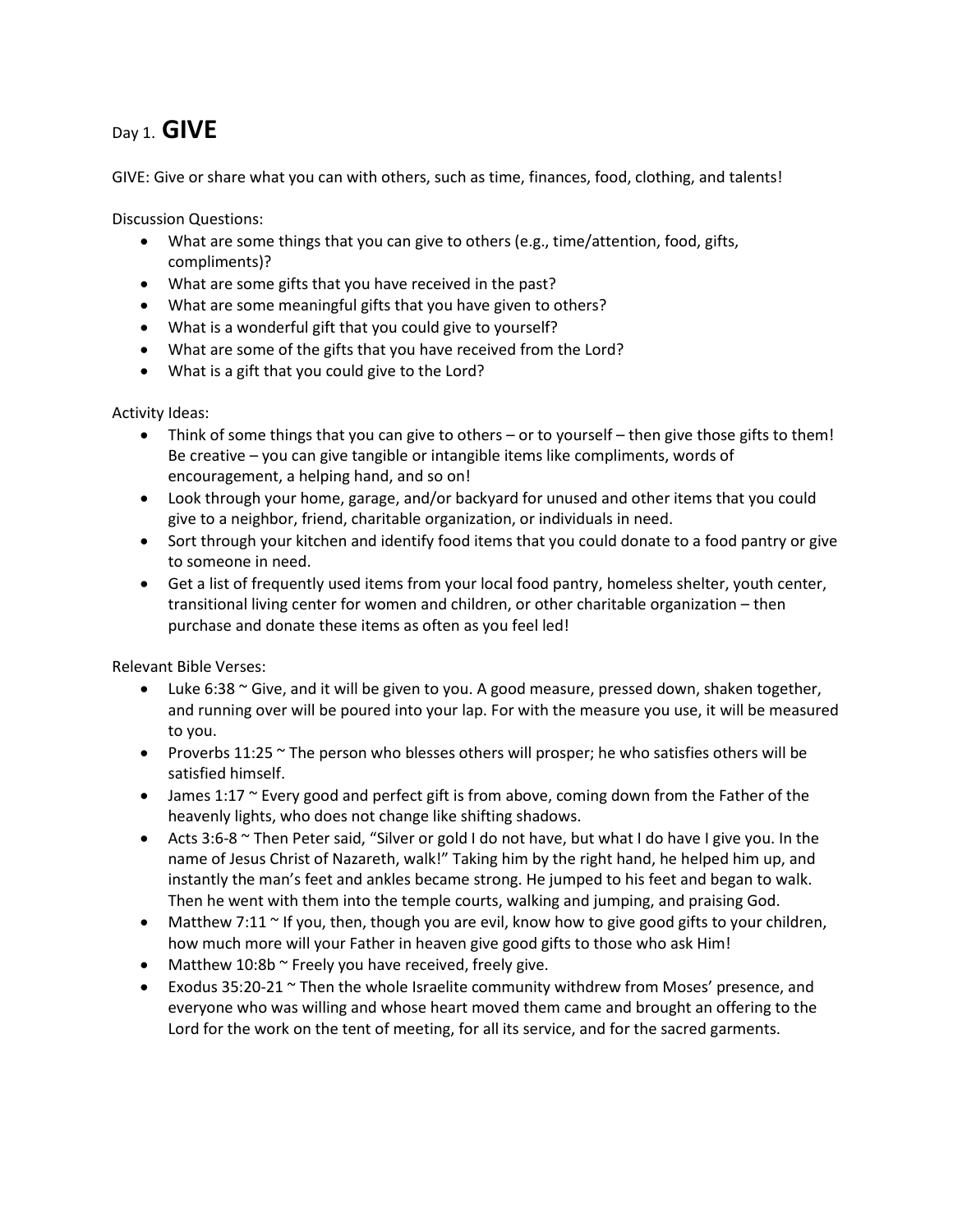# Day 1. **GIVE**

GIVE: Give or share what you can with others, such as time, finances, food, clothing, and talents!

Discussion Questions:

- What are some things that you can give to others (e.g., time/attention, food, gifts, compliments)?
- What are some gifts that you have received in the past?
- What are some meaningful gifts that you have given to others?
- What is a wonderful gift that you could give to yourself?
- What are some of the gifts that you have received from the Lord?
- What is a gift that you could give to the Lord?

Activity Ideas:

- Think of some things that you can give to others – or to yourself – then give those gifts to them! Be creative – you can give tangible or intangible items like compliments, words of encouragement, a helping hand, and so on!
- Look through your home, garage, and/or backyard for unused and other items that you could give to a neighbor, friend, charitable organization, or individuals in need.
- Sort through your kitchen and identify food items that you could donate to a food pantry or give to someone in need.
- Get a list of frequently used items from your local food pantry, homeless shelter, youth center, transitional living center for women and children, or other charitable organization – then purchase and donate these items as often as you feel led!

Relevant Bible Verses:

- Luke 6:38 ~ Give, and it will be given to you. A good measure, pressed down, shaken together, and running over will be poured into your lap. For with the measure you use, it will be measured to you.
- Proverbs 11:25 ~ The person who blesses others will prosper; he who satisfies others will be satisfied himself.
- James 1:17 ~ Every good and perfect gift is from above, coming down from the Father of the heavenly lights, who does not change like shifting shadows.
- Acts 3:6-8 ~ Then Peter said, "Silver or gold I do not have, but what I do have I give you. In the name of Jesus Christ of Nazareth, walk!" Taking him by the right hand, he helped him up, and instantly the man's feet and ankles became strong. He jumped to his feet and began to walk. Then he went with them into the temple courts, walking and jumping, and praising God.
- Matthew 7:11 ~ If you, then, though you are evil, know how to give good gifts to your children, how much more will your Father in heaven give good gifts to those who ask Him!
- Matthew 10:8b ~ Freely you have received, freely give.
- Exodus 35:20-21 ~ Then the whole Israelite community withdrew from Moses' presence, and everyone who was willing and whose heart moved them came and brought an offering to the Lord for the work on the tent of meeting, for all its service, and for the sacred garments.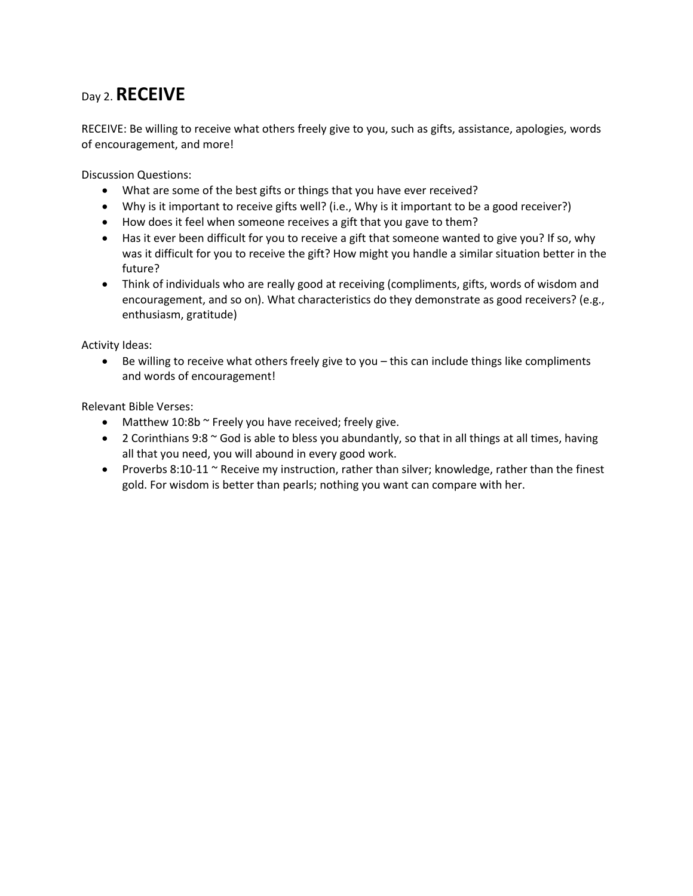# Day 2. **RECEIVE**

RECEIVE: Be willing to receive what others freely give to you, such as gifts, assistance, apologies, words of encouragement, and more!

Discussion Questions:

- What are some of the best gifts or things that you have ever received?
- Why is it important to receive gifts well? (i.e., Why is it important to be a good receiver?)
- How does it feel when someone receives a gift that you gave to them?
- Has it ever been difficult for you to receive a gift that someone wanted to give you? If so, why was it difficult for you to receive the gift? How might you handle a similar situation better in the future?
- Think of individuals who are really good at receiving (compliments, gifts, words of wisdom and encouragement, and so on). What characteristics do they demonstrate as good receivers? (e.g., enthusiasm, gratitude)

Activity Ideas:

- Be willing to receive what others freely give to you – this can include things like compliments and words of encouragement!

Relevant Bible Verses:

- Matthew 10:8b ~ Freely you have received; freely give.
- 2 Corinthians 9:8 ~ God is able to bless you abundantly, so that in all things at all times, having all that you need, you will abound in every good work.
- Proverbs 8:10-11 ~ Receive my instruction, rather than silver; knowledge, rather than the finest gold. For wisdom is better than pearls; nothing you want can compare with her.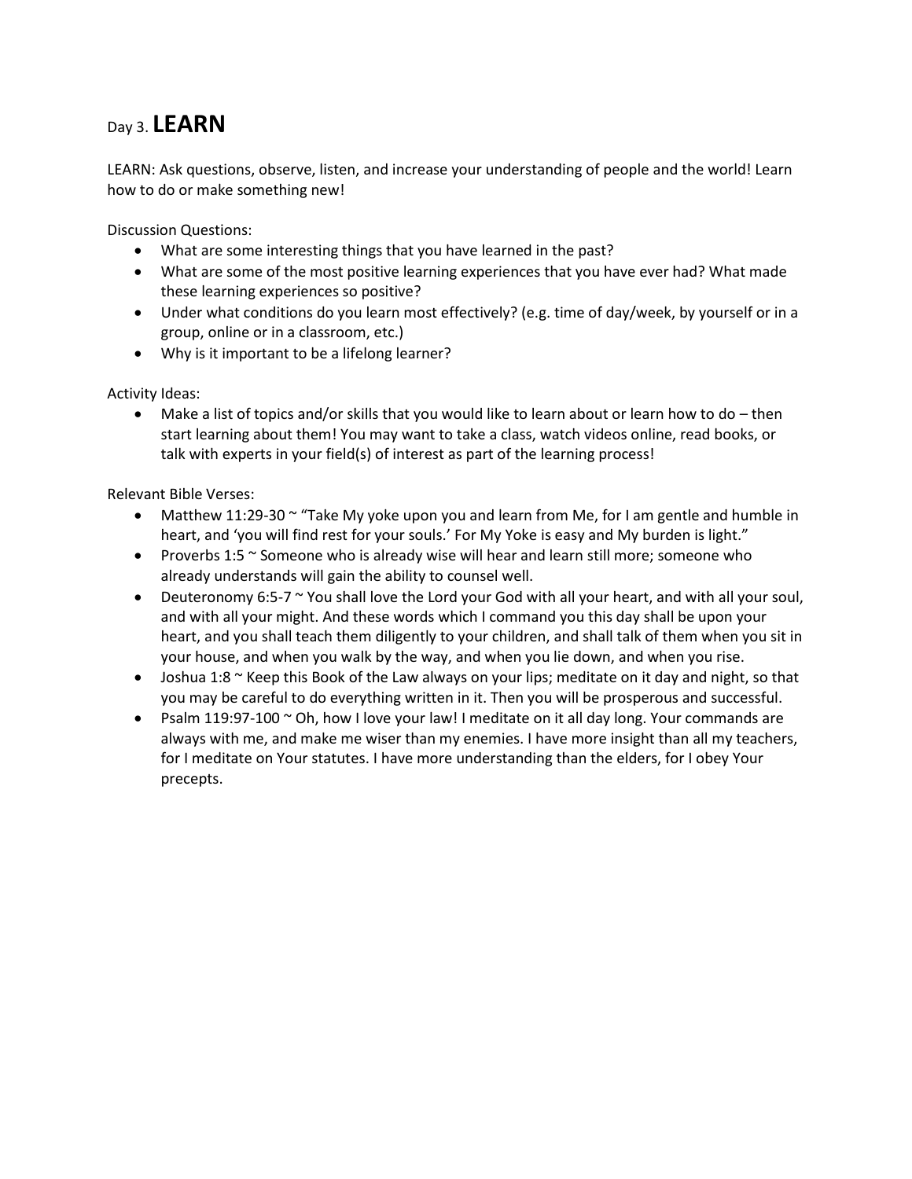# Day 3. **LEARN**

LEARN: Ask questions, observe, listen, and increase your understanding of people and the world! Learn how to do or make something new!

Discussion Questions:

- What are some interesting things that you have learned in the past?
- What are some of the most positive learning experiences that you have ever had? What made these learning experiences so positive?
- Under what conditions do you learn most effectively? (e.g. time of day/week, by yourself or in a group, online or in a classroom, etc.)
- Why is it important to be a lifelong learner?

Activity Ideas:

- Make a list of topics and/or skills that you would like to learn about or learn how to do – then start learning about them! You may want to take a class, watch videos online, read books, or talk with experts in your field(s) of interest as part of the learning process!

Relevant Bible Verses:

- Matthew 11:29-30 ~ "Take My yoke upon you and learn from Me, for I am gentle and humble in heart, and 'you will find rest for your souls.' For My Yoke is easy and My burden is light."
- Proverbs 1:5 ~ Someone who is already wise will hear and learn still more; someone who already understands will gain the ability to counsel well.
- Deuteronomy 6:5-7 ~ You shall love the Lord your God with all your heart, and with all your soul, and with all your might. And these words which I command you this day shall be upon your heart, and you shall teach them diligently to your children, and shall talk of them when you sit in your house, and when you walk by the way, and when you lie down, and when you rise.
- Joshua 1:8 ~ Keep this Book of the Law always on your lips; meditate on it day and night, so that you may be careful to do everything written in it. Then you will be prosperous and successful.
- Psalm 119:97-100 ~ Oh, how I love your law! I meditate on it all day long. Your commands are always with me, and make me wiser than my enemies. I have more insight than all my teachers, for I meditate on Your statutes. I have more understanding than the elders, for I obey Your precepts.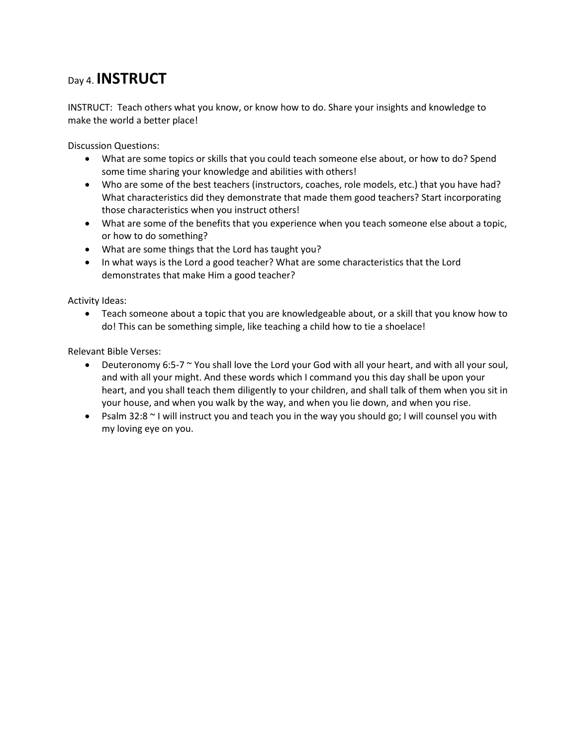# Day 4. **INSTRUCT**

INSTRUCT: Teach others what you know, or know how to do. Share your insights and knowledge to make the world a better place!

Discussion Questions:

- What are some topics or skills that you could teach someone else about, or how to do? Spend some time sharing your knowledge and abilities with others!
- Who are some of the best teachers (instructors, coaches, role models, etc.) that you have had? What characteristics did they demonstrate that made them good teachers? Start incorporating those characteristics when you instruct others!
- What are some of the benefits that you experience when you teach someone else about a topic, or how to do something?
- What are some things that the Lord has taught you?
- In what ways is the Lord a good teacher? What are some characteristics that the Lord demonstrates that make Him a good teacher?

Activity Ideas:

- Teach someone about a topic that you are knowledgeable about, or a skill that you know how to do! This can be something simple, like teaching a child how to tie a shoelace!

Relevant Bible Verses:

- Deuteronomy 6:5-7 ~ You shall love the Lord your God with all your heart, and with all your soul, and with all your might. And these words which I command you this day shall be upon your heart, and you shall teach them diligently to your children, and shall talk of them when you sit in your house, and when you walk by the way, and when you lie down, and when you rise.
- Psalm 32:8 ~ I will instruct you and teach you in the way you should go; I will counsel you with my loving eye on you.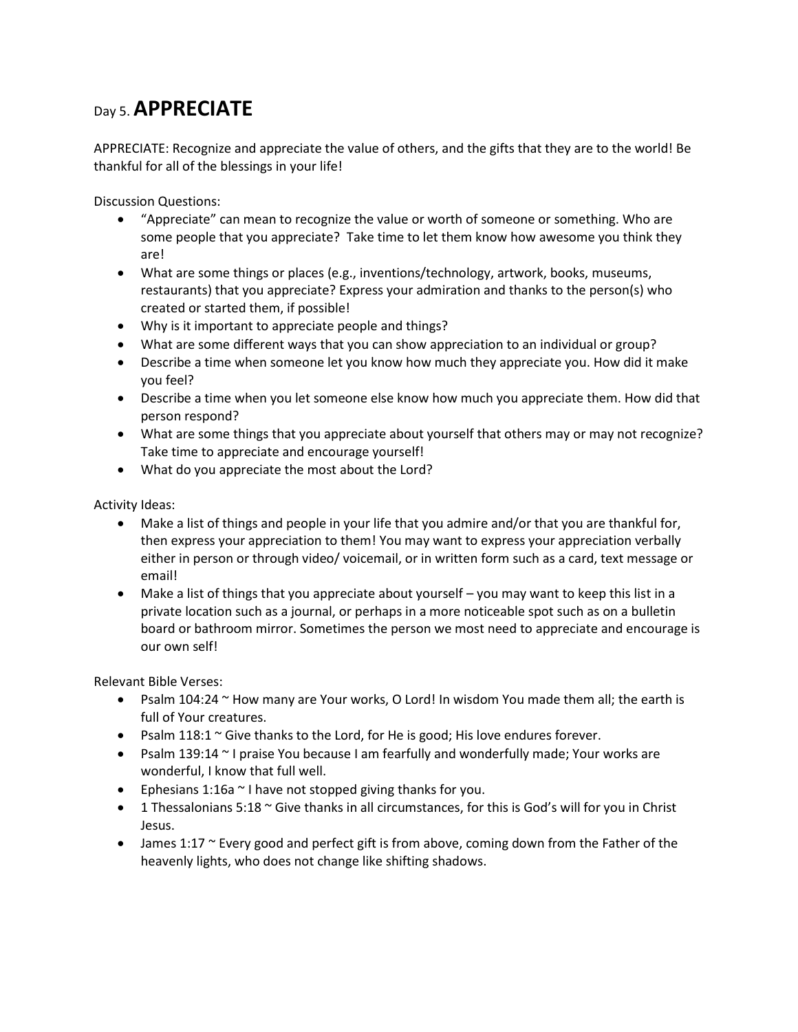# Day 5. **APPRECIATE**

APPRECIATE: Recognize and appreciate the value of others, and the gifts that they are to the world! Be thankful for all of the blessings in your life!

Discussion Questions:

- "Appreciate" can mean to recognize the value or worth of someone or something. Who are some people that you appreciate? Take time to let them know how awesome you think they are!
- What are some things or places (e.g., inventions/technology, artwork, books, museums, restaurants) that you appreciate? Express your admiration and thanks to the person(s) who created or started them, if possible!
- Why is it important to appreciate people and things?
- What are some different ways that you can show appreciation to an individual or group?
- Describe a time when someone let you know how much they appreciate you. How did it make you feel?
- Describe a time when you let someone else know how much you appreciate them. How did that person respond?
- What are some things that you appreciate about yourself that others may or may not recognize? Take time to appreciate and encourage yourself!
- What do you appreciate the most about the Lord?

Activity Ideas:

- Make a list of things and people in your life that you admire and/or that you are thankful for, then express your appreciation to them! You may want to express your appreciation verbally either in person or through video/ voicemail, or in written form such as a card, text message or email!
- Make a list of things that you appreciate about yourself – you may want to keep this list in a private location such as a journal, or perhaps in a more noticeable spot such as on a bulletin board or bathroom mirror. Sometimes the person we most need to appreciate and encourage is our own self!

Relevant Bible Verses:

- Psalm 104:24 ~ How many are Your works, O Lord! In wisdom You made them all; the earth is full of Your creatures.
- Psalm 118:1 ~ Give thanks to the Lord, for He is good; His love endures forever.
- Psalm 139:14 ~ I praise You because I am fearfully and wonderfully made; Your works are wonderful, I know that full well.
- Ephesians 1:16a ~ I have not stopped giving thanks for you.
- 1 Thessalonians 5:18 ~ Give thanks in all circumstances, for this is God's will for you in Christ Jesus.
- James 1:17 ~ Every good and perfect gift is from above, coming down from the Father of the heavenly lights, who does not change like shifting shadows.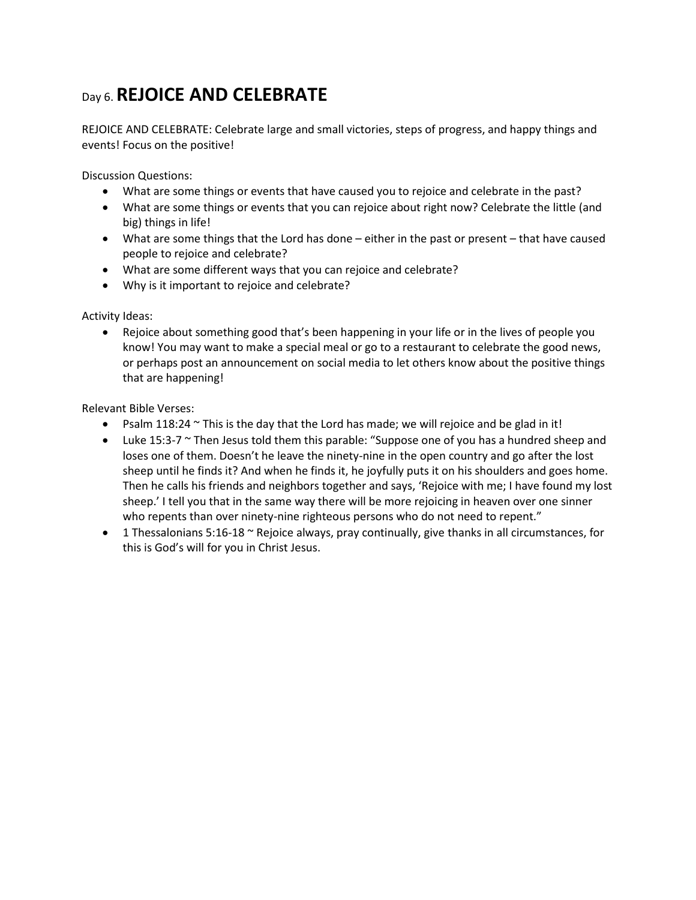# Day 6. **REJOICE AND CELEBRATE**

REJOICE AND CELEBRATE: Celebrate large and small victories, steps of progress, and happy things and events! Focus on the positive!

Discussion Questions:

- What are some things or events that have caused you to rejoice and celebrate in the past?
- What are some things or events that you can rejoice about right now? Celebrate the little (and big) things in life!
- What are some things that the Lord has done – either in the past or present – that have caused people to rejoice and celebrate?
- What are some different ways that you can rejoice and celebrate?
- Why is it important to rejoice and celebrate?

Activity Ideas:

- Rejoice about something good that's been happening in your life or in the lives of people you know! You may want to make a special meal or go to a restaurant to celebrate the good news, or perhaps post an announcement on social media to let others know about the positive things that are happening!

Relevant Bible Verses:

- Psalm 118:24 ~ This is the day that the Lord has made; we will rejoice and be glad in it!
- Luke 15:3-7 ~ Then Jesus told them this parable: "Suppose one of you has a hundred sheep and loses one of them. Doesn't he leave the ninety-nine in the open country and go after the lost sheep until he finds it? And when he finds it, he joyfully puts it on his shoulders and goes home. Then he calls his friends and neighbors together and says, 'Rejoice with me; I have found my lost sheep.' I tell you that in the same way there will be more rejoicing in heaven over one sinner who repents than over ninety-nine righteous persons who do not need to repent."
- 1 Thessalonians 5:16-18 ~ Rejoice always, pray continually, give thanks in all circumstances, for this is God's will for you in Christ Jesus.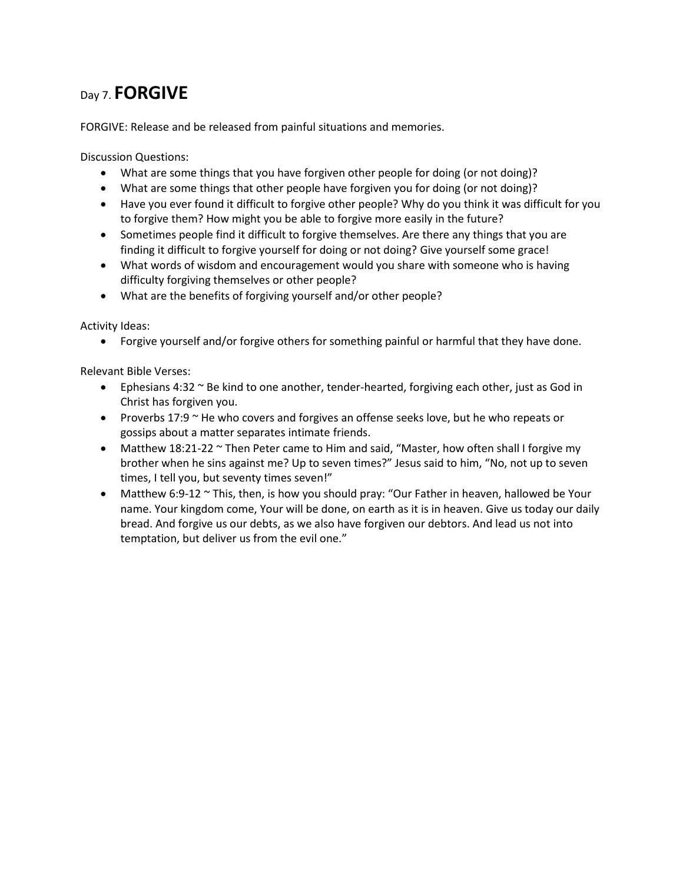# Day 7. **FORGIVE**

FORGIVE: Release and be released from painful situations and memories.

Discussion Questions:

- What are some things that you have forgiven other people for doing (or not doing)?
- What are some things that other people have forgiven you for doing (or not doing)?
- Have you ever found it difficult to forgive other people? Why do you think it was difficult for you to forgive them? How might you be able to forgive more easily in the future?
- Sometimes people find it difficult to forgive themselves. Are there any things that you are finding it difficult to forgive yourself for doing or not doing? Give yourself some grace!
- What words of wisdom and encouragement would you share with someone who is having difficulty forgiving themselves or other people?
- What are the benefits of forgiving yourself and/or other people?

Activity Ideas:

- Forgive yourself and/or forgive others for something painful or harmful that they have done.

Relevant Bible Verses:

- Ephesians 4:32 ~ Be kind to one another, tender-hearted, forgiving each other, just as God in Christ has forgiven you.
- Proverbs 17:9 ~ He who covers and forgives an offense seeks love, but he who repeats or gossips about a matter separates intimate friends.
- Matthew 18:21-22 ~ Then Peter came to Him and said, “Master, how often shall I forgive my brother when he sins against me? Up to seven times?” Jesus said to him, “No, not up to seven times, I tell you, but seventy times seven!”
- Matthew 6:9-12 ~ This, then, is how you should pray: “Our Father in heaven, hallowed be Your name. Your kingdom come, Your will be done, on earth as it is in heaven. Give us today our daily bread. And forgive us our debts, as we also have forgiven our debtors. And lead us not into temptation, but deliver us from the evil one.”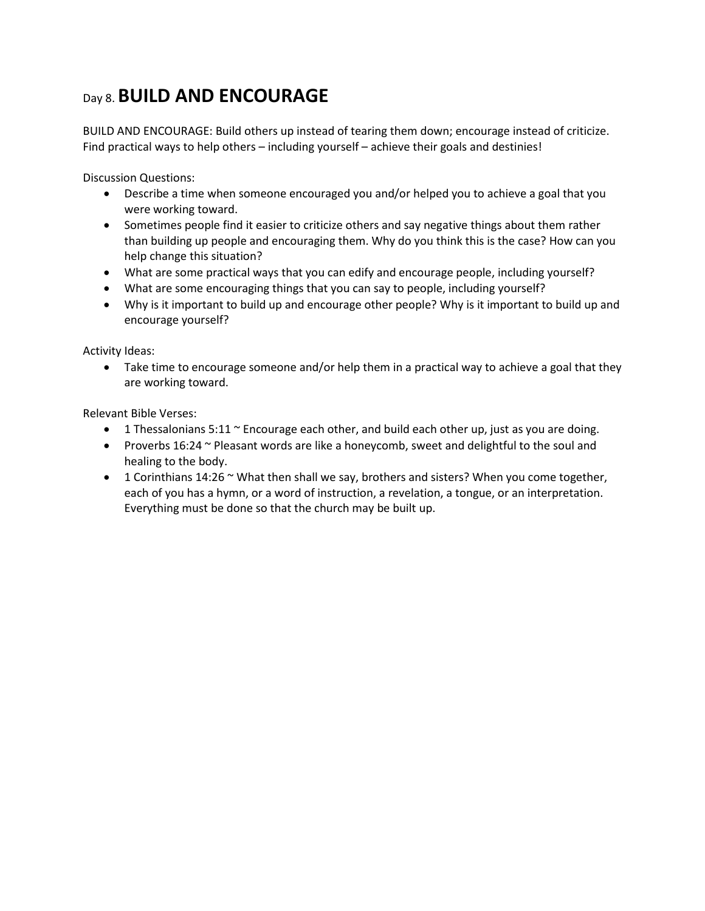# Day 8. **BUILD AND ENCOURAGE**

BUILD AND ENCOURAGE: Build others up instead of tearing them down; encourage instead of criticize. Find practical ways to help others – including yourself – achieve their goals and destinies!

Discussion Questions:

- Describe a time when someone encouraged you and/or helped you to achieve a goal that you were working toward.
- Sometimes people find it easier to criticize others and say negative things about them rather than building up people and encouraging them. Why do you think this is the case? How can you help change this situation?
- What are some practical ways that you can edify and encourage people, including yourself?
- What are some encouraging things that you can say to people, including yourself?
- Why is it important to build up and encourage other people? Why is it important to build up and encourage yourself?

Activity Ideas:

- Take time to encourage someone and/or help them in a practical way to achieve a goal that they are working toward.

Relevant Bible Verses:

- 1 Thessalonians 5:11 ~ Encourage each other, and build each other up, just as you are doing.
- Proverbs 16:24 ~ Pleasant words are like a honeycomb, sweet and delightful to the soul and healing to the body.
- 1 Corinthians 14:26 ~ What then shall we say, brothers and sisters? When you come together, each of you has a hymn, or a word of instruction, a revelation, a tongue, or an interpretation. Everything must be done so that the church may be built up.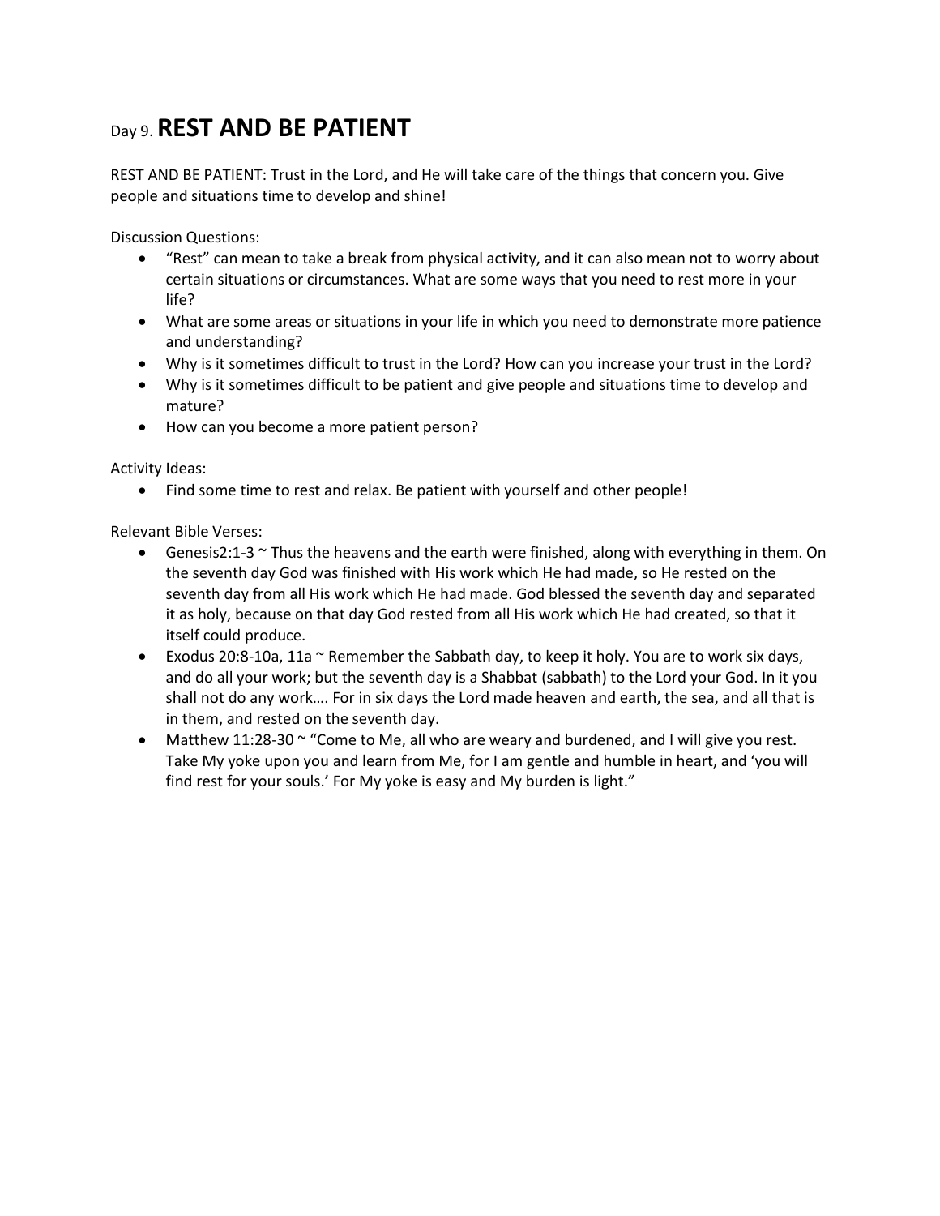# Day 9. **REST AND BE PATIENT**

REST AND BE PATIENT: Trust in the Lord, and He will take care of the things that concern you. Give people and situations time to develop and shine!

Discussion Questions:

- “Rest” can mean to take a break from physical activity, and it can also mean not to worry about certain situations or circumstances. What are some ways that you need to rest more in your life?
- What are some areas or situations in your life in which you need to demonstrate more patience and understanding?
- Why is it sometimes difficult to trust in the Lord? How can you increase your trust in the Lord?
- Why is it sometimes difficult to be patient and give people and situations time to develop and mature?
- How can you become a more patient person?

Activity Ideas:

- Find some time to rest and relax. Be patient with yourself and other people!

Relevant Bible Verses:

- Genesis2:1-3 ~ Thus the heavens and the earth were finished, along with everything in them. On the seventh day God was finished with His work which He had made, so He rested on the seventh day from all His work which He had made. God blessed the seventh day and separated it as holy, because on that day God rested from all His work which He had created, so that it itself could produce.
- Exodus 20:8-10a, 11a ~ Remember the Sabbath day, to keep it holy. You are to work six days, and do all your work; but the seventh day is a Shabbat (sabbath) to the Lord your God. In it you shall not do any work…. For in six days the Lord made heaven and earth, the sea, and all that is in them, and rested on the seventh day.
- Matthew 11:28-30 ~ “Come to Me, all who are weary and burdened, and I will give you rest. Take My yoke upon you and learn from Me, for I am gentle and humble in heart, and ‘you will find rest for your souls.’ For My yoke is easy and My burden is light.”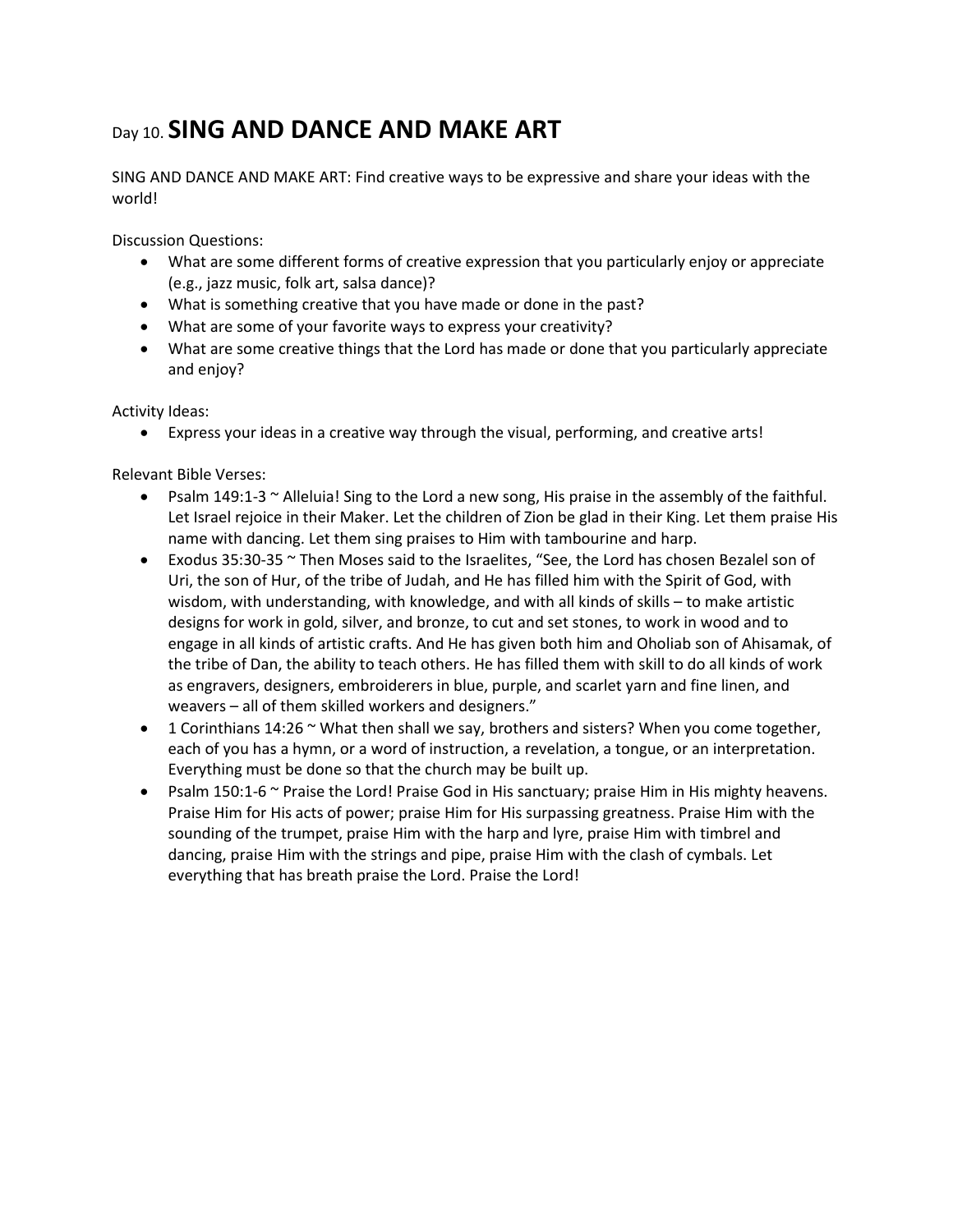# Day 10. **SING AND DANCE AND MAKE ART**

SING AND DANCE AND MAKE ART: Find creative ways to be expressive and share your ideas with the world!

Discussion Questions:

- What are some different forms of creative expression that you particularly enjoy or appreciate (e.g., jazz music, folk art, salsa dance)?
- What is something creative that you have made or done in the past?
- What are some of your favorite ways to express your creativity?
- What are some creative things that the Lord has made or done that you particularly appreciate and enjoy?

Activity Ideas:

- Express your ideas in a creative way through the visual, performing, and creative arts!

Relevant Bible Verses:

- Psalm 149:1-3 ~ Alleluia! Sing to the Lord a new song, His praise in the assembly of the faithful. Let Israel rejoice in their Maker. Let the children of Zion be glad in their King. Let them praise His name with dancing. Let them sing praises to Him with tambourine and harp.
- Exodus 35:30-35 ~ Then Moses said to the Israelites, "See, the Lord has chosen Bezalel son of Uri, the son of Hur, of the tribe of Judah, and He has filled him with the Spirit of God, with wisdom, with understanding, with knowledge, and with all kinds of skills – to make artistic designs for work in gold, silver, and bronze, to cut and set stones, to work in wood and to engage in all kinds of artistic crafts. And He has given both him and Oholiab son of Ahisamak, of the tribe of Dan, the ability to teach others. He has filled them with skill to do all kinds of work as engravers, designers, embroiderers in blue, purple, and scarlet yarn and fine linen, and weavers – all of them skilled workers and designers."
- 1 Corinthians 14:26 ~ What then shall we say, brothers and sisters? When you come together, each of you has a hymn, or a word of instruction, a revelation, a tongue, or an interpretation. Everything must be done so that the church may be built up.
- Psalm 150:1-6 ~ Praise the Lord! Praise God in His sanctuary; praise Him in His mighty heavens. Praise Him for His acts of power; praise Him for His surpassing greatness. Praise Him with the sounding of the trumpet, praise Him with the harp and lyre, praise Him with timbrel and dancing, praise Him with the strings and pipe, praise Him with the clash of cymbals. Let everything that has breath praise the Lord. Praise the Lord!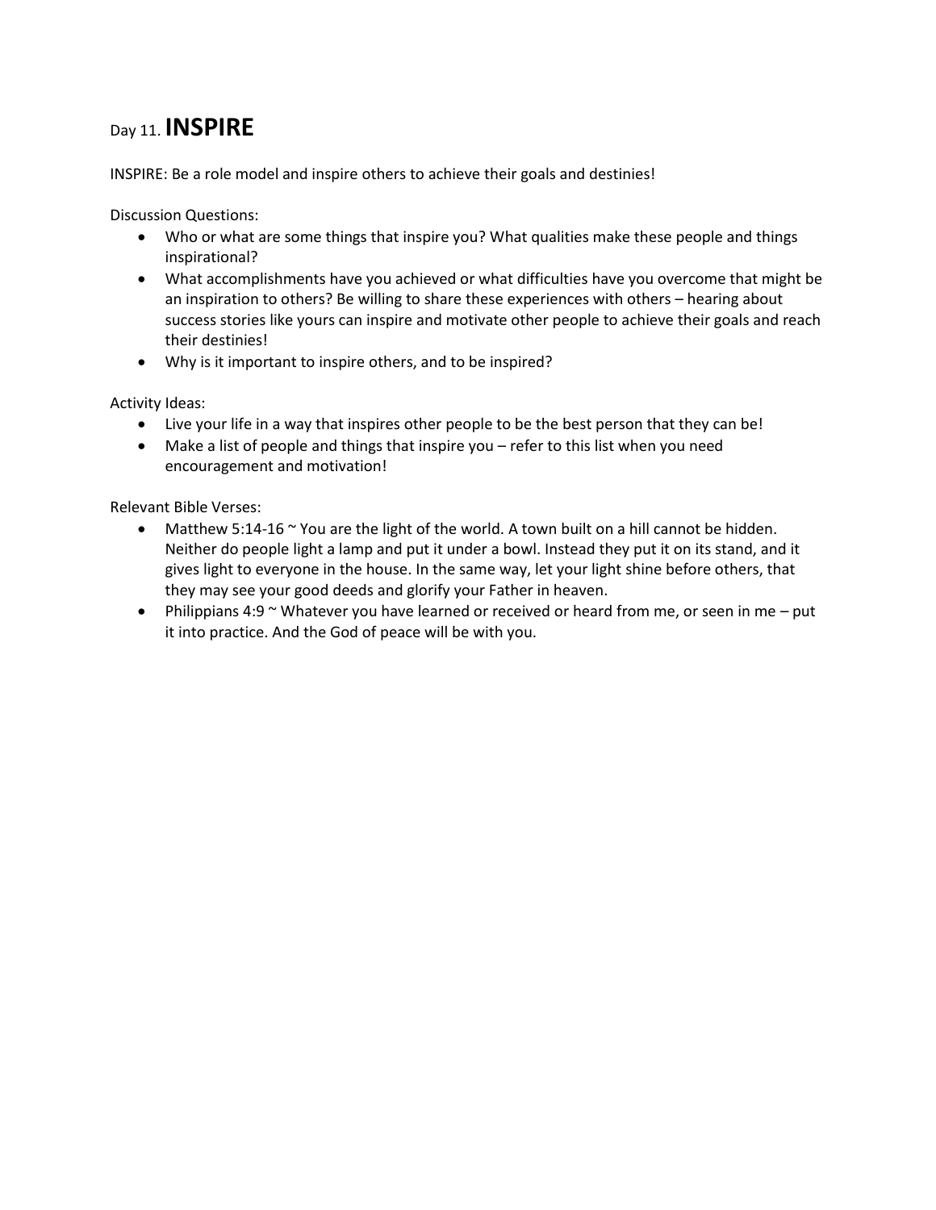# Day 11. **INSPIRE**

INSPIRE: Be a role model and inspire others to achieve their goals and destinies!

Discussion Questions:

- Who or what are some things that inspire you? What qualities make these people and things inspirational?
- What accomplishments have you achieved or what difficulties have you overcome that might be an inspiration to others? Be willing to share these experiences with others – hearing about success stories like yours can inspire and motivate other people to achieve their goals and reach their destinies!
- Why is it important to inspire others, and to be inspired?

Activity Ideas:

- Live your life in a way that inspires other people to be the best person that they can be!
- Make a list of people and things that inspire you – refer to this list when you need encouragement and motivation!

Relevant Bible Verses:

- Matthew 5:14-16 ~ You are the light of the world. A town built on a hill cannot be hidden. Neither do people light a lamp and put it under a bowl. Instead they put it on its stand, and it gives light to everyone in the house. In the same way, let your light shine before others, that they may see your good deeds and glorify your Father in heaven.
- Philippians 4:9 ~ Whatever you have learned or received or heard from me, or seen in me – put it into practice. And the God of peace will be with you.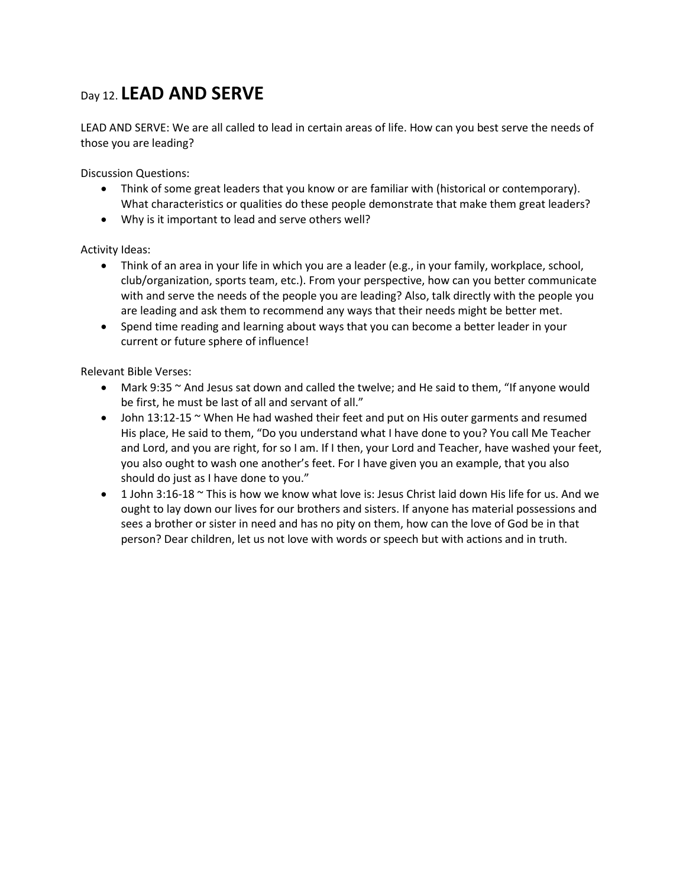# Day 12. **LEAD AND SERVE**

LEAD AND SERVE: We are all called to lead in certain areas of life. How can you best serve the needs of those you are leading?

Discussion Questions:

- Think of some great leaders that you know or are familiar with (historical or contemporary). What characteristics or qualities do these people demonstrate that make them great leaders?
- Why is it important to lead and serve others well?

Activity Ideas:

- Think of an area in your life in which you are a leader (e.g., in your family, workplace, school, club/organization, sports team, etc.). From your perspective, how can you better communicate with and serve the needs of the people you are leading? Also, talk directly with the people you are leading and ask them to recommend any ways that their needs might be better met.
- Spend time reading and learning about ways that you can become a better leader in your current or future sphere of influence!

Relevant Bible Verses:

- Mark 9:35 ~ And Jesus sat down and called the twelve; and He said to them, "If anyone would be first, he must be last of all and servant of all."
- John 13:12-15 ~ When He had washed their feet and put on His outer garments and resumed His place, He said to them, "Do you understand what I have done to you? You call Me Teacher and Lord, and you are right, for so I am. If I then, your Lord and Teacher, have washed your feet, you also ought to wash one another's feet. For I have given you an example, that you also should do just as I have done to you."
- 1 John 3:16-18 ~ This is how we know what love is: Jesus Christ laid down His life for us. And we ought to lay down our lives for our brothers and sisters. If anyone has material possessions and sees a brother or sister in need and has no pity on them, how can the love of God be in that person? Dear children, let us not love with words or speech but with actions and in truth.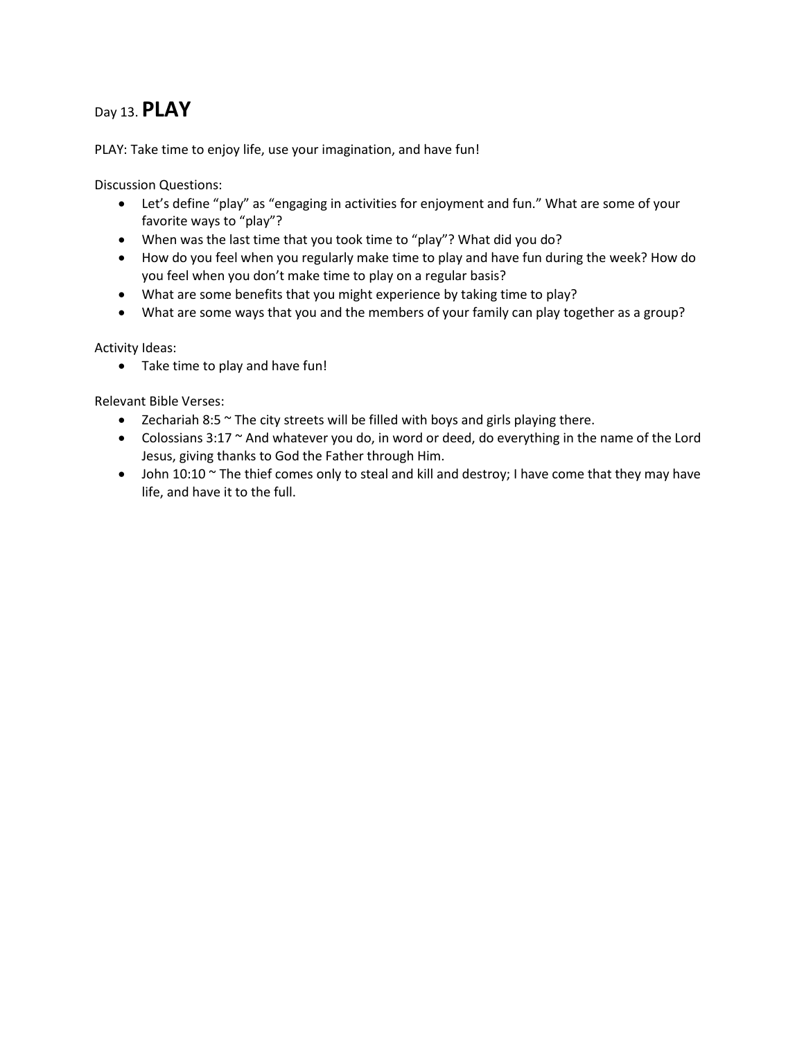# Day 13. **PLAY**

PLAY: Take time to enjoy life, use your imagination, and have fun!

Discussion Questions:

- Let's define "play" as "engaging in activities for enjoyment and fun." What are some of your favorite ways to "play"?
- When was the last time that you took time to "play"? What did you do?
- How do you feel when you regularly make time to play and have fun during the week? How do you feel when you don't make time to play on a regular basis?
- What are some benefits that you might experience by taking time to play?
- What are some ways that you and the members of your family can play together as a group?

Activity Ideas:

- Take time to play and have fun!

Relevant Bible Verses:

- Zechariah 8:5 ~ The city streets will be filled with boys and girls playing there.
- Colossians 3:17 ~ And whatever you do, in word or deed, do everything in the name of the Lord Jesus, giving thanks to God the Father through Him.
- John 10:10 ~ The thief comes only to steal and kill and destroy; I have come that they may have life, and have it to the full.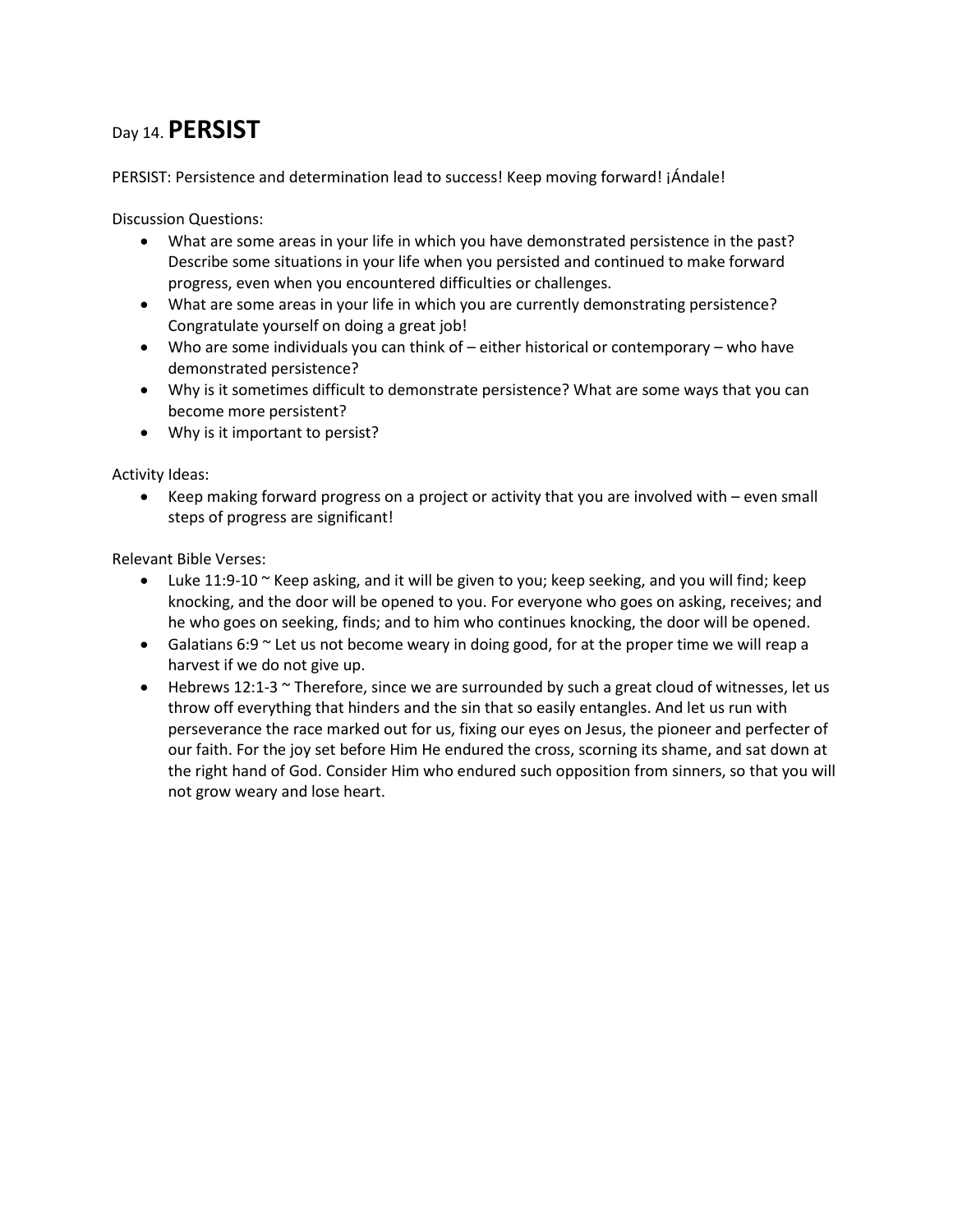# Day 14. **PERSIST**

PERSIST: Persistence and determination lead to success! Keep moving forward! ¡Ándale!

Discussion Questions:

- What are some areas in your life in which you have demonstrated persistence in the past? Describe some situations in your life when you persisted and continued to make forward progress, even when you encountered difficulties or challenges.
- What are some areas in your life in which you are currently demonstrating persistence? Congratulate yourself on doing a great job!
- Who are some individuals you can think of – either historical or contemporary – who have demonstrated persistence?
- Why is it sometimes difficult to demonstrate persistence? What are some ways that you can become more persistent?
- Why is it important to persist?

Activity Ideas:

- Keep making forward progress on a project or activity that you are involved with – even small steps of progress are significant!

Relevant Bible Verses:

- Luke 11:9-10 ~ Keep asking, and it will be given to you; keep seeking, and you will find; keep knocking, and the door will be opened to you. For everyone who goes on asking, receives; and he who goes on seeking, finds; and to him who continues knocking, the door will be opened.
- Galatians 6:9 ~ Let us not become weary in doing good, for at the proper time we will reap a harvest if we do not give up.
- Hebrews 12:1-3 ~ Therefore, since we are surrounded by such a great cloud of witnesses, let us throw off everything that hinders and the sin that so easily entangles. And let us run with perseverance the race marked out for us, fixing our eyes on Jesus, the pioneer and perfecter of our faith. For the joy set before Him He endured the cross, scorning its shame, and sat down at the right hand of God. Consider Him who endured such opposition from sinners, so that you will not grow weary and lose heart.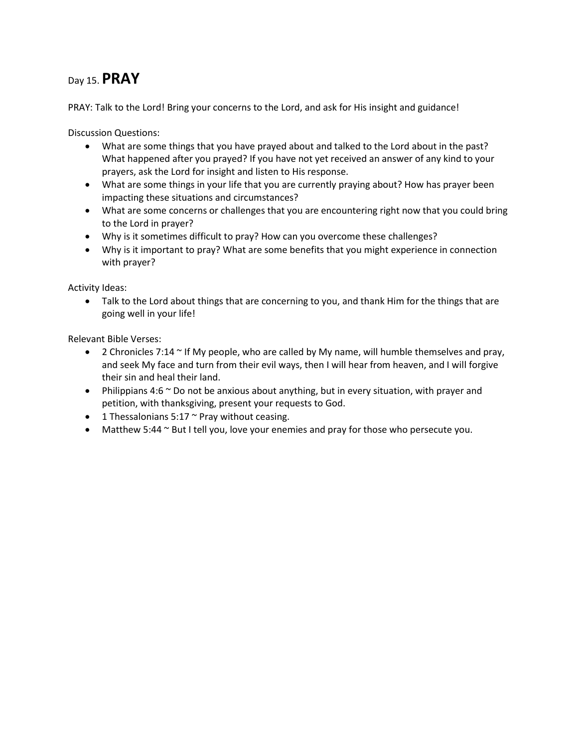# Day 15. **PRAY**

PRAY: Talk to the Lord! Bring your concerns to the Lord, and ask for His insight and guidance!

Discussion Questions:

- What are some things that you have prayed about and talked to the Lord about in the past? What happened after you prayed? If you have not yet received an answer of any kind to your prayers, ask the Lord for insight and listen to His response.
- What are some things in your life that you are currently praying about? How has prayer been impacting these situations and circumstances?
- What are some concerns or challenges that you are encountering right now that you could bring to the Lord in prayer?
- Why is it sometimes difficult to pray? How can you overcome these challenges?
- Why is it important to pray? What are some benefits that you might experience in connection with prayer?

Activity Ideas:

- Talk to the Lord about things that are concerning to you, and thank Him for the things that are going well in your life!

Relevant Bible Verses:

- 2 Chronicles 7:14 ~ If My people, who are called by My name, will humble themselves and pray, and seek My face and turn from their evil ways, then I will hear from heaven, and I will forgive their sin and heal their land.
- Philippians 4:6 ~ Do not be anxious about anything, but in every situation, with prayer and petition, with thanksgiving, present your requests to God.
- 1 Thessalonians 5:17 ~ Pray without ceasing.
- Matthew 5:44 ~ But I tell you, love your enemies and pray for those who persecute you.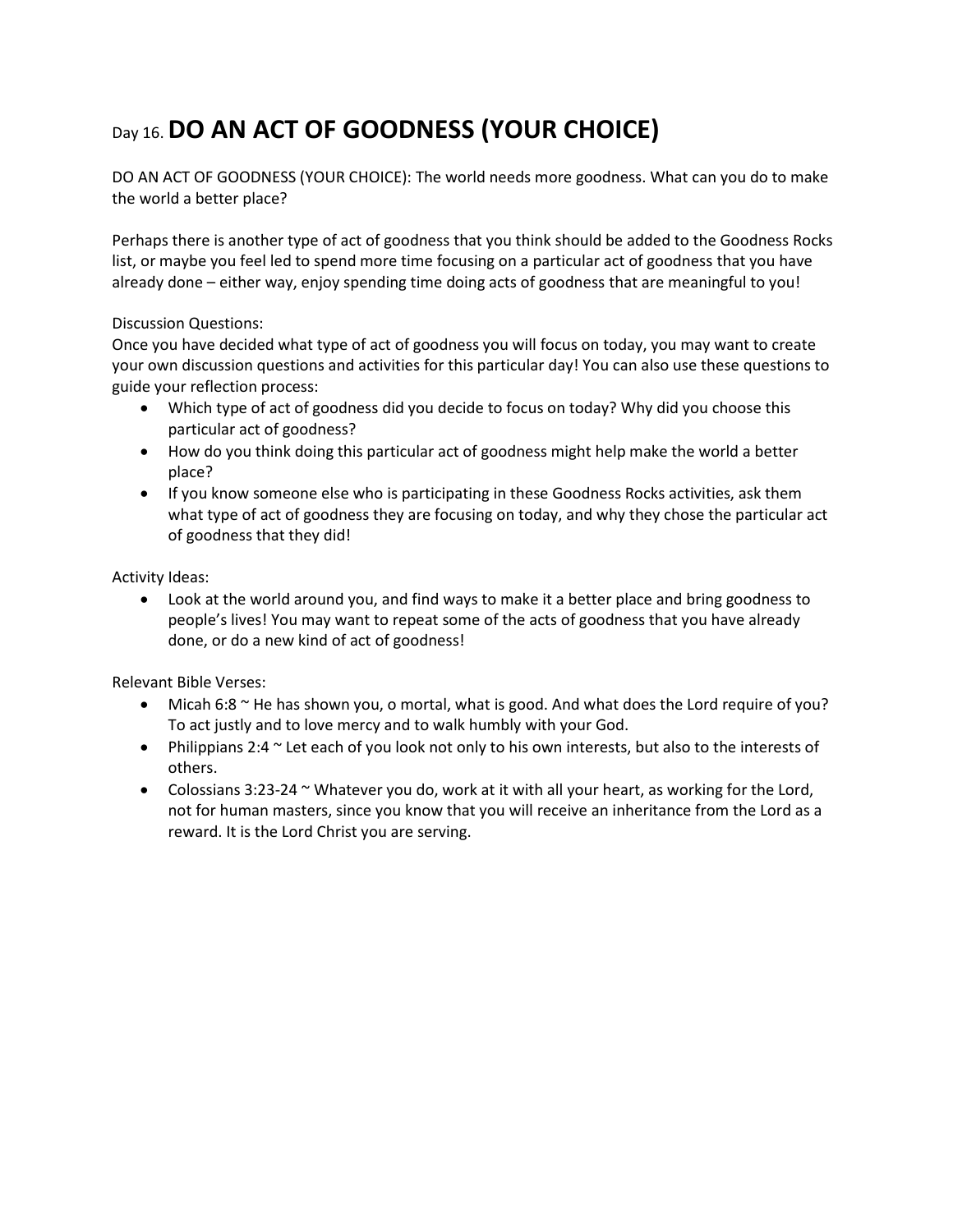# Day 16. DO AN ACT OF GOODNESS (YOUR CHOICE)

DO AN ACT OF GOODNESS (YOUR CHOICE): The world needs more goodness. What can you do to make the world a better place?

Perhaps there is another type of act of goodness that you think should be added to the Goodness Rocks list, or maybe you feel led to spend more time focusing on a particular act of goodness that you have already done – either way, enjoy spending time doing acts of goodness that are meaningful to you!

Discussion Questions:
Once you have decided what type of act of goodness you will focus on today, you may want to create your own discussion questions and activities for this particular day! You can also use these questions to guide your reflection process:

- Which type of act of goodness did you decide to focus on today? Why did you choose this particular act of goodness?
- How do you think doing this particular act of goodness might help make the world a better place?
- If you know someone else who is participating in these Goodness Rocks activities, ask them what type of act of goodness they are focusing on today, and why they chose the particular act of goodness that they did!

Activity Ideas:

- Look at the world around you, and find ways to make it a better place and bring goodness to people's lives! You may want to repeat some of the acts of goodness that you have already done, or do a new kind of act of goodness!

Relevant Bible Verses:

- Micah 6:8 ~ He has shown you, o mortal, what is good. And what does the Lord require of you? To act justly and to love mercy and to walk humbly with your God.
- Philippians 2:4 ~ Let each of you look not only to his own interests, but also to the interests of others.
- Colossians 3:23-24 ~ Whatever you do, work at it with all your heart, as working for the Lord, not for human masters, since you know that you will receive an inheritance from the Lord as a reward. It is the Lord Christ you are serving.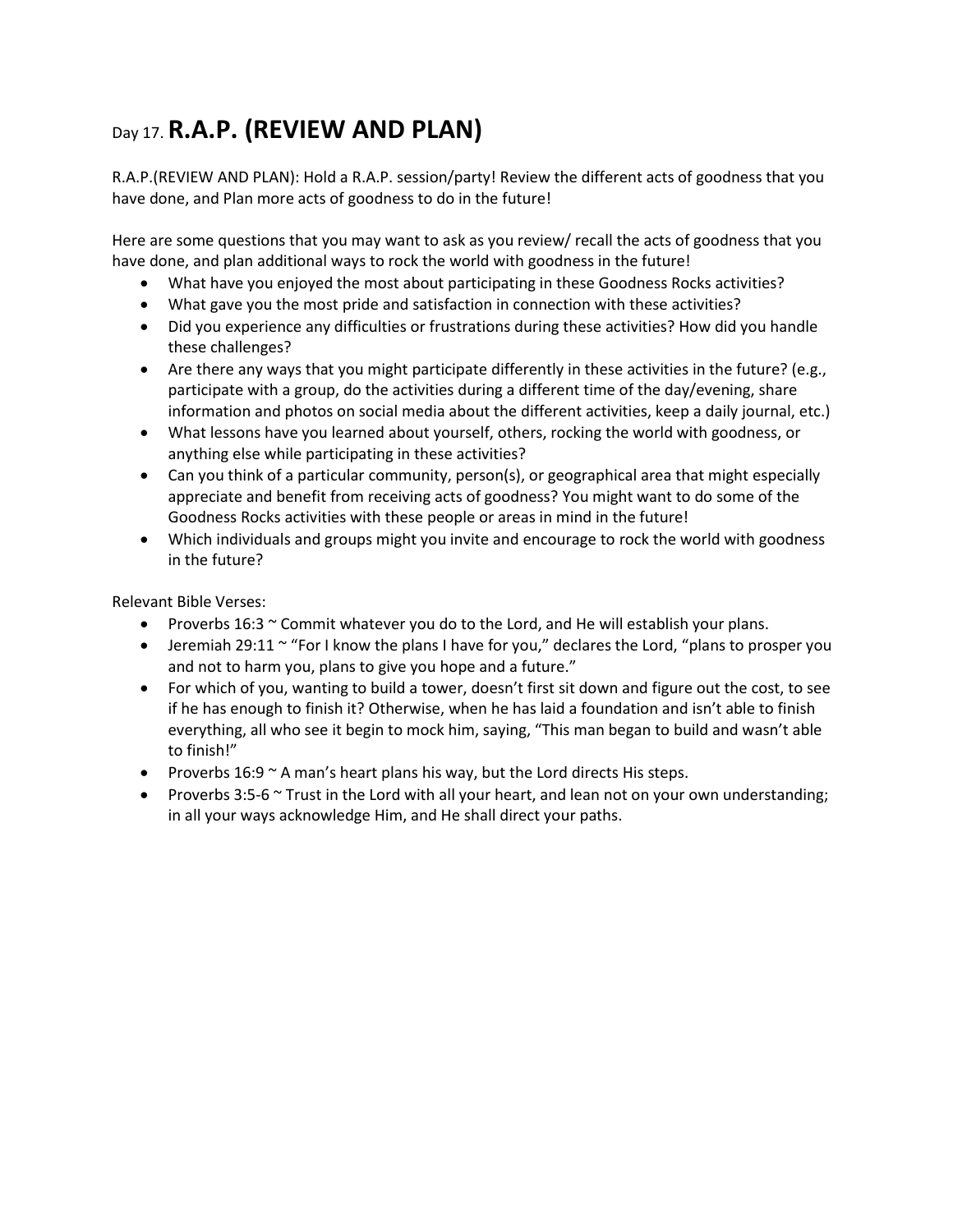# Day 17. **R.A.P. (REVIEW AND PLAN)**

R.A.P.(REVIEW AND PLAN): Hold a R.A.P. session/party! Review the different acts of goodness that you have done, and Plan more acts of goodness to do in the future!

Here are some questions that you may want to ask as you review/ recall the acts of goodness that you have done, and plan additional ways to rock the world with goodness in the future!

- What have you enjoyed the most about participating in these Goodness Rocks activities?
- What gave you the most pride and satisfaction in connection with these activities?
- Did you experience any difficulties or frustrations during these activities? How did you handle these challenges?
- Are there any ways that you might participate differently in these activities in the future? (e.g., participate with a group, do the activities during a different time of the day/evening, share information and photos on social media about the different activities, keep a daily journal, etc.)
- What lessons have you learned about yourself, others, rocking the world with goodness, or anything else while participating in these activities?
- Can you think of a particular community, person(s), or geographical area that might especially appreciate and benefit from receiving acts of goodness? You might want to do some of the Goodness Rocks activities with these people or areas in mind in the future!
- Which individuals and groups might you invite and encourage to rock the world with goodness in the future?

Relevant Bible Verses:

- Proverbs 16:3 ~ Commit whatever you do to the Lord, and He will establish your plans.
- Jeremiah 29:11 ~ “For I know the plans I have for you,” declares the Lord, “plans to prosper you and not to harm you, plans to give you hope and a future.”
- For which of you, wanting to build a tower, doesn’t first sit down and figure out the cost, to see if he has enough to finish it? Otherwise, when he has laid a foundation and isn’t able to finish everything, all who see it begin to mock him, saying, “This man began to build and wasn’t able to finish!”
- Proverbs 16:9 ~ A man’s heart plans his way, but the Lord directs His steps.
- Proverbs 3:5-6 ~ Trust in the Lord with all your heart, and lean not on your own understanding; in all your ways acknowledge Him, and He shall direct your paths.